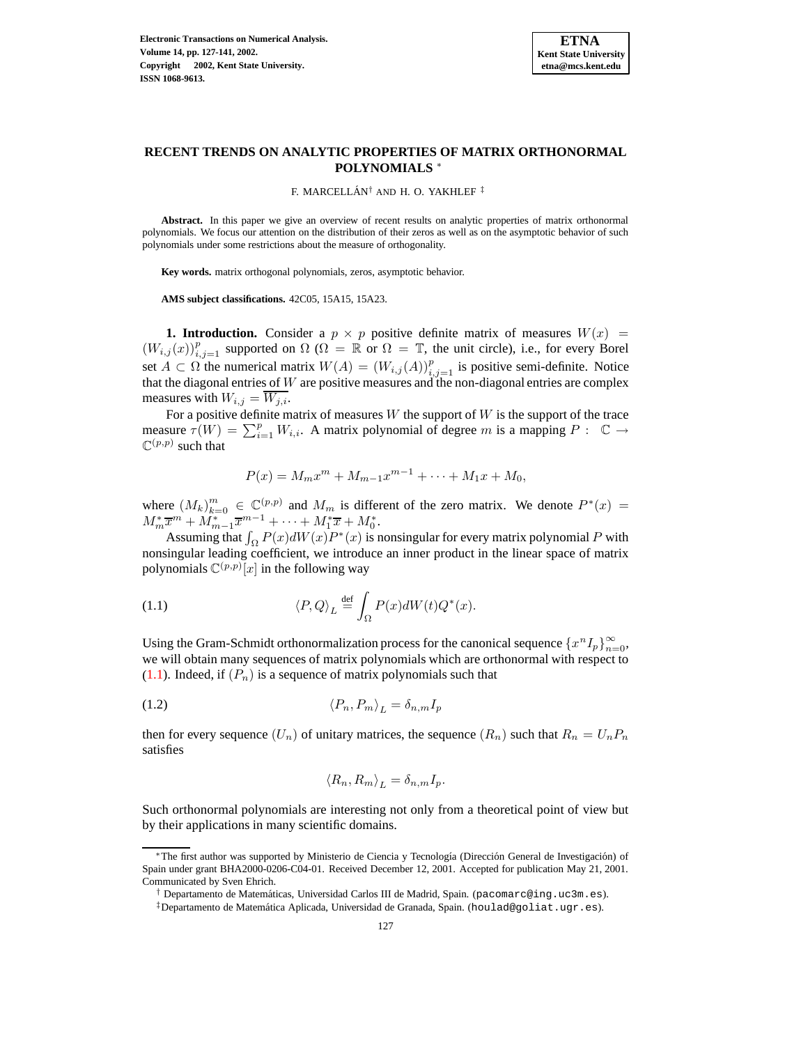# RECENT TRENDS ON ANALYTIC PROPERTIES OF MATRIX ORTHONORMAL POLYNOMIALS *

F. MARCELLÁN† AND H. O. YAKHLEF ‡

**Abstract.** In this paper we give an overview of recent results on analytic properties of matrix orthonormal polynomials. We focus our attention on the distribution of their zeros as well as on the asymptotic behavior of such polynomials under some restrictions about the measure of orthogonality.

**Key words.** matrix orthogonal polynomials, zeros, asymptotic behavior.

**AMS subject classifications.** 42C05, 15A15, 15A23.

**1. Introduction.** Consider a $p \times p$ positive definite matrix of measures $W(x) = (W_{i,j}(x))_{i,j=1}^{p}$ supported on $\Omega$ ($\Omega = \mathbb{R}$ or $\Omega = \mathbb{T}$, the unit circle), i.e., for every Borel set $A \subset \Omega$ the numerical matrix $W(A) = (W_{i,j}(A))_{i,j=1}^{p}$ is positive semi-definite. Notice that the diagonal entries of $W$ are positive measures and the non-diagonal entries are complex measures with $W_{i,j} = \overline{W_{j,i}}$.

For a positive definite matrix of measures $W$ the support of $W$ is the support of the trace measure $\tau(W) = \sum_{i=1}^{p} W_{i,i}$. A matrix polynomial of degree $m$ is a mapping $P: \mathbb{C} \to \mathbb{C}^{(p,p)}$ such that

$$P(x) = M_m x^m + M_{m-1}x^{m-1} + \cdots + M_1 x + M_0,$$

where $(M_k)_{k=0}^{m} \in \mathbb{C}^{(p,p)}$ and $M_m$ is different of the zero matrix. We denote $P^*(x) = M_m^* \overline{x}^m + M_{m-1}^* \overline{x}^{m-1} + \cdots + M_1^* \overline{x} + M_0^*$.

Assuming that $\int_\Omega P(x) dW(x) P^*(x)$ is nonsingular for every matrix polynomial $P$ with nonsingular leading coefficient, we introduce an inner product in the linear space of matrix polynomials $\mathbb{C}^{(p,p)}[x]$ in the following way

$$\langle P, Q \rangle_L \stackrel{\text{def}}{=} \int_\Omega P(x) dW(t) Q^*(x). \tag{1.1}$$

Using the Gram-Schmidt orthonormalization process for the canonical sequence $\{x^n I_p\}_{n=0}^{\infty}$, we will obtain many sequences of matrix polynomials which are orthonormal with respect to (1.1). Indeed, if $(P_n)$ is a sequence of matrix polynomials such that

$$\langle P_n, P_m \rangle_L = \delta_{n,m} I_p \tag{1.2}$$

then for every sequence $(U_n)$ of unitary matrices, the sequence $(R_n)$ such that $R_n = U_n P_n$ satisfies

$$\langle R_n, R_m \rangle_L = \delta_{n,m} I_p.$$

Such orthonormal polynomials are interesting not only from a theoretical point of view but by their applications in many scientific domains.

---

*The first author was supported by Ministerio de Ciencia y Tecnología (Dirección General de Investigación) of Spain under grant BHA2000-0206-C04-01. Received December 12, 2001. Accepted for publication May 21, 2001. Communicated by Sven Ehrich.

† Departamento de Matemáticas, Universidad Carlos III de Madrid, Spain. (pacomarc@ing.uc3m.es).

‡Departamento de Matemática Aplicada, Universidad de Granada, Spain. (houlad@goliat.ugr.es).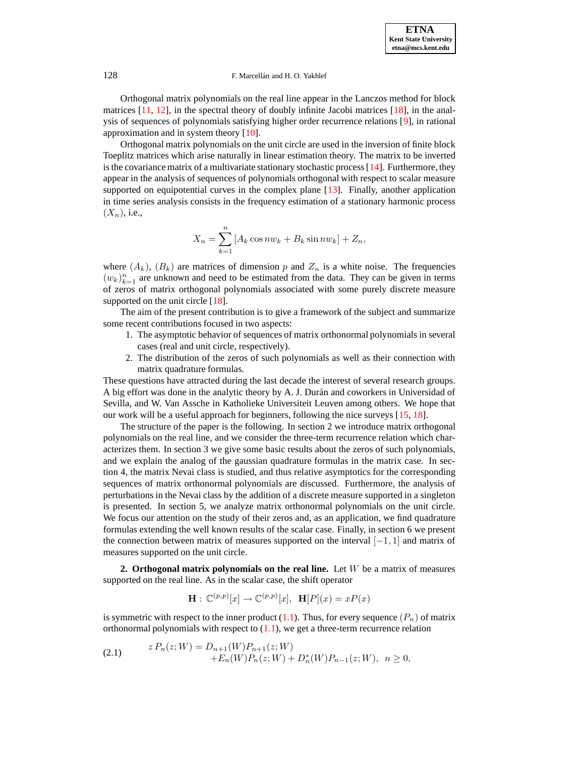Orthogonal matrix polynomials on the real line appear in the Lanczos method for block matrices [11, 12], in the spectral theory of doubly infinite Jacobi matrices [18], in the analysis of sequences of polynomials satisfying higher order recurrence relations [9], in rational approximation and in system theory [10].

Orthogonal matrix polynomials on the unit circle are used in the inversion of finite block Toeplitz matrices which arise naturally in linear estimation theory. The matrix to be inverted is the covariance matrix of a multivariate stationary stochastic process [14]. Furthermore, they appear in the analysis of sequences of polynomials orthogonal with respect to scalar measure supported on equipotential curves in the complex plane [13]. Finally, another application in time series analysis consists in the frequency estimation of a stationary harmonic process $(X_n)$, i.e.,

$$X_n = \sum_{k=1}^{n} [A_k \cos nw_k + B_k \sin nw_k] + Z_n,$$

where $(A_k)$, $(B_k)$ are matrices of dimension $p$ and $Z_n$ is a white noise. The frequencies $(w_k)_{k=1}^{n}$ are unknown and need to be estimated from the data. They can be given in terms of zeros of matrix orthogonal polynomials associated with some purely discrete measure supported on the unit circle [18].

The aim of the present contribution is to give a framework of the subject and summarize some recent contributions focused in two aspects:

1. The asymptotic behavior of sequences of matrix orthonormal polynomials in several cases (real and unit circle, respectively).
2. The distribution of the zeros of such polynomials as well as their connection with matrix quadrature formulas.

These questions have attracted during the last decade the interest of several research groups. A big effort was done in the analytic theory by A. J. Durán and coworkers in Universidad of Sevilla, and W. Van Assche in Katholieke Universiteit Leuven among others. We hope that our work will be a useful approach for beginners, following the nice surveys [15, 18].

The structure of the paper is the following. In section 2 we introduce matrix orthogonal polynomials on the real line, and we consider the three-term recurrence relation which characterizes them. In section 3 we give some basic results about the zeros of such polynomials, and we explain the analog of the gaussian quadrature formulas in the matrix case. In section 4, the matrix Nevai class is studied, and thus relative asymptotics for the corresponding sequences of matrix orthonormal polynomials are discussed. Furthermore, the analysis of perturbations in the Nevai class by the addition of a discrete measure supported in a singleton is presented. In section 5, we analyze matrix orthonormal polynomials on the unit circle. We focus our attention on the study of their zeros and, as an application, we find quadrature formulas extending the well known results of the scalar case. Finally, in section 6 we present the connection between matrix of measures supported on the interval $[-1, 1]$ and matrix of measures supported on the unit circle.

## 2. Orthogonal matrix polynomials on the real line.

Let $W$ be a matrix of measures supported on the real line. As in the scalar case, the shift operator

$$\mathbf{H}: \mathbb{C}^{(p,p)}[x] \rightarrow \mathbb{C}^{(p,p)}[x], \;\; \mathbf{H}[P](x) = xP(x)$$

is symmetric with respect to the inner product (1.1). Thus, for every sequence $(P_n)$ of matrix orthonormal polynomials with respect to (1.1), we get a three-term recurrence relation

$$\begin{aligned} z\, P_n(z;W) = {} & D_{n+1}(W)P_{n+1}(z;W) \\ & + E_n(W)P_n(z;W) + D_n^*(W)P_{n-1}(z;W), \;\; n \geq 0, \end{aligned} \tag{2.1}$$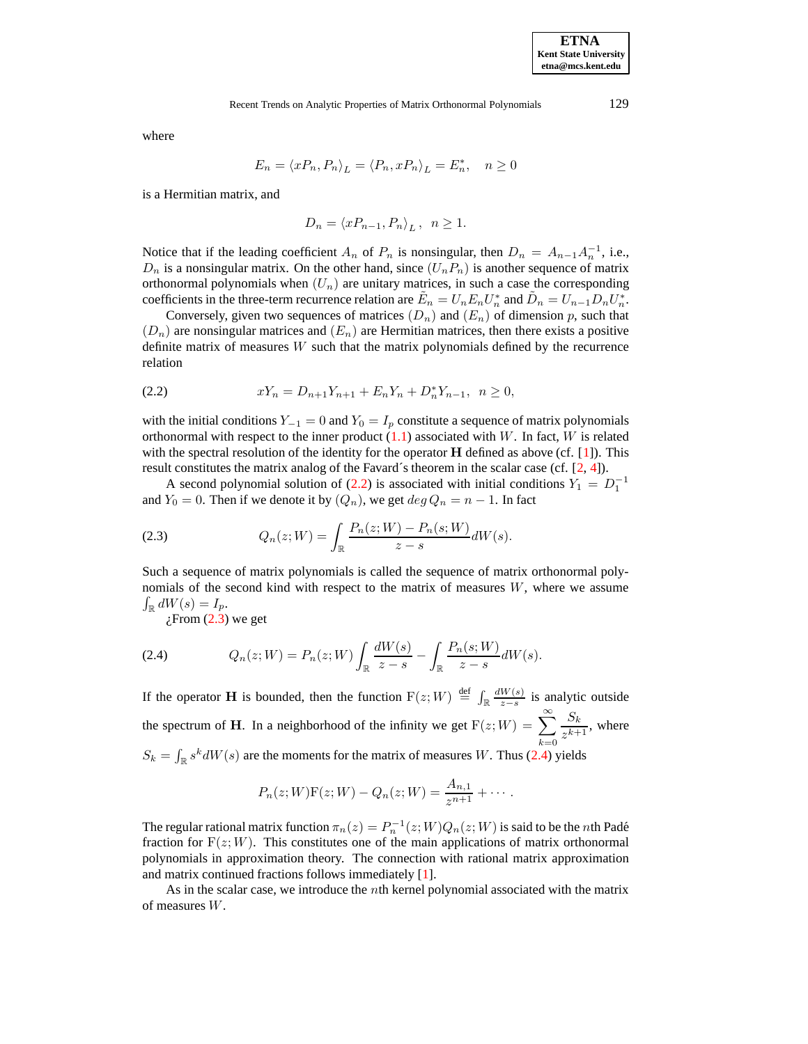where

$$E_n = \langle xP_n, P_n \rangle_L = \langle P_n, xP_n \rangle_L = E_n^*, \quad n \geq 0$$

is a Hermitian matrix, and

$$D_n = \langle xP_{n-1}, P_n \rangle_L, \ \ n \geq 1.$$

Notice that if the leading coefficient $A_n$ of $P_n$ is nonsingular, then $D_n = A_{n-1}A_n^{-1}$, i.e., $D_n$ is a nonsingular matrix. On the other hand, since $(U_n P_n)$ is another sequence of matrix orthonormal polynomials when $(U_n)$ are unitary matrices, in such a case the corresponding coefficients in the three-term recurrence relation are $\tilde{E}_n = U_n E_n U_n^*$ and $\tilde{D}_n = U_{n-1} D_n U_n^*$.

Conversely, given two sequences of matrices $(D_n)$ and $(E_n)$ of dimension $p$, such that $(D_n)$ are nonsingular matrices and $(E_n)$ are Hermitian matrices, then there exists a positive definite matrix of measures $W$ such that the matrix polynomials defined by the recurrence relation

$$xY_n = D_{n+1}Y_{n+1} + E_nY_n + D_n^*Y_{n-1}, \ \ n \geq 0, \tag{2.2}$$

with the initial conditions $Y_{-1} = 0$ and $Y_0 = I_p$ constitute a sequence of matrix polynomials orthonormal with respect to the inner product (1.1) associated with $W$. In fact, $W$ is related with the spectral resolution of the identity for the operator $\mathbf{H}$ defined as above (cf. [1]). This result constitutes the matrix analog of the Favard´s theorem in the scalar case (cf. [2, 4]).

A second polynomial solution of (2.2) is associated with initial conditions $Y_1 = D_1^{-1}$ and $Y_0 = 0$. Then if we denote it by $(Q_n)$, we get $deg\, Q_n = n - 1$. In fact

$$Q_n(z; W) = \int_{\mathbb{R}} \frac{P_n(z; W) - P_n(s; W)}{z - s} dW(s). \tag{2.3}$$

Such a sequence of matrix polynomials is called the sequence of matrix orthonormal polynomials of the second kind with respect to the matrix of measures $W$, where we assume $\int_{\mathbb{R}} dW(s) = I_p$.

¿From (2.3) we get

$$Q_n(z; W) = P_n(z; W) \int_{\mathbb{R}} \frac{dW(s)}{z - s} - \int_{\mathbb{R}} \frac{P_n(s; W)}{z - s} dW(s). \tag{2.4}$$

If the operator $\mathbf{H}$ is bounded, then the function $\mathrm{F}(z; W) \stackrel{\text{def}}{=} \int_{\mathbb{R}} \frac{dW(s)}{z-s}$ is analytic outside the spectrum of $\mathbf{H}$. In a neighborhood of the infinity we get $\mathrm{F}(z; W) = \sum_{k=0}^{\infty} \frac{S_k}{z^{k+1}}$, where $S_k = \int_{\mathbb{R}} s^k dW(s)$ are the moments for the matrix of measures $W$. Thus (2.4) yields

$$P_n(z; W)\mathrm{F}(z; W) - Q_n(z; W) = \frac{A_{n,1}}{z^{n+1}} + \cdots .$$

The regular rational matrix function $\pi_n(z) = P_n^{-1}(z; W)Q_n(z; W)$ is said to be the $n$th Padé fraction for $\mathrm{F}(z; W)$. This constitutes one of the main applications of matrix orthonormal polynomials in approximation theory. The connection with rational matrix approximation and matrix continued fractions follows immediately [1].

As in the scalar case, we introduce the $n$th kernel polynomial associated with the matrix of measures $W$.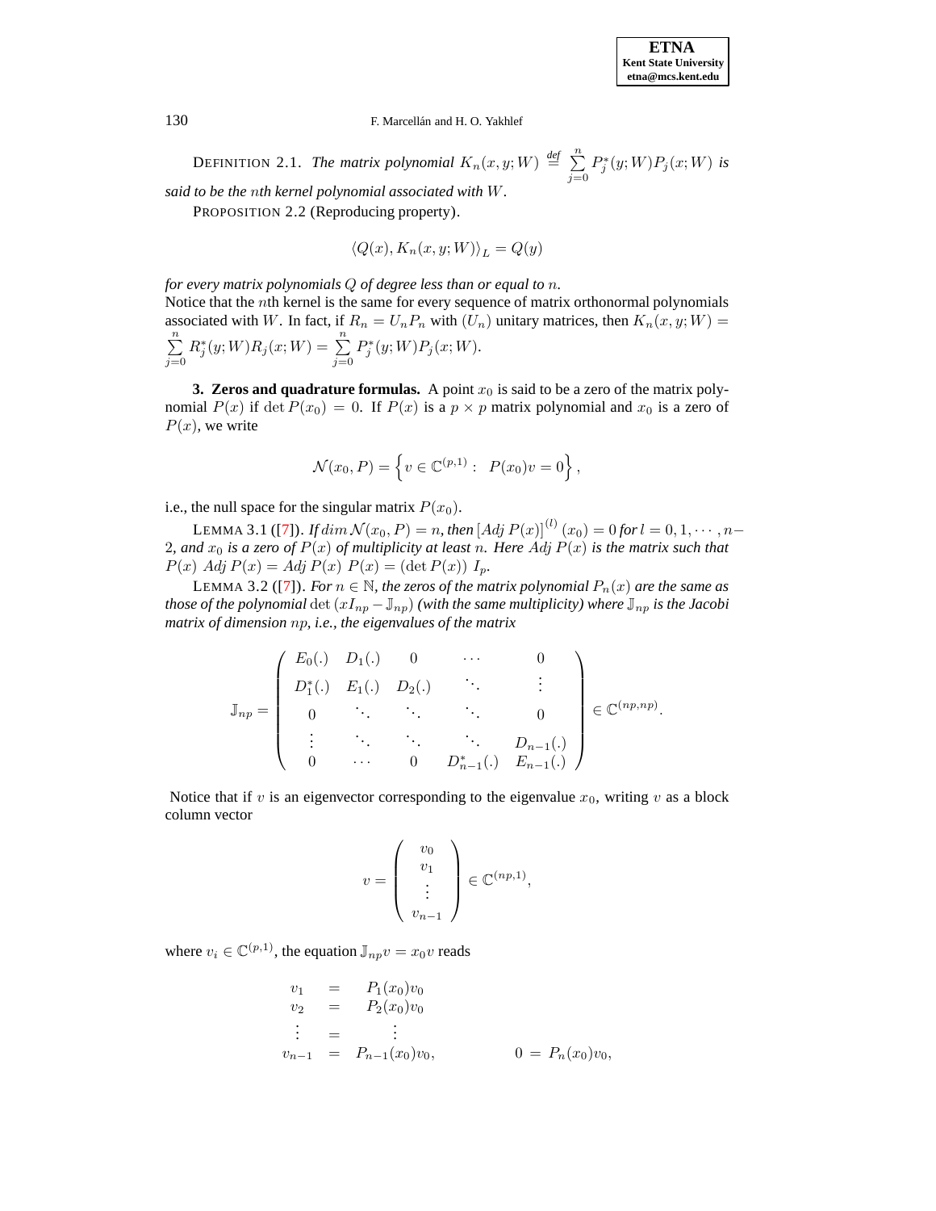DEFINITION 2.1. *The matrix polynomial* $K_n(x,y;W) \overset{def}{=} \sum_{j=0}^{n} P_j^*(y;W)P_j(x;W)$ *is said to be the* $n$*th kernel polynomial associated with* $W$.

PROPOSITION 2.2 (Reproducing property).

$$\langle Q(x), K_n(x,y;W)\rangle_L = Q(y)$$

*for every matrix polynomials* $Q$ *of degree less than or equal to* $n$.

Notice that the $n$th kernel is the same for every sequence of matrix orthonormal polynomials associated with $W$. In fact, if $R_n = U_n P_n$ with $(U_n)$ unitary matrices, then $K_n(x,y;W) = \sum_{j=0}^{n} R_j^*(y;W)R_j(x;W) = \sum_{j=0}^{n} P_j^*(y;W)P_j(x;W)$.

**3. Zeros and quadrature formulas.** A point $x_0$ is said to be a zero of the matrix polynomial $P(x)$ if $\det P(x_0) = 0$. If $P(x)$ is a $p \times p$ matrix polynomial and $x_0$ is a zero of $P(x)$, we write

$$\mathcal{N}(x_0, P) = \left\{ v \in \mathbb{C}^{(p,1)} : \;\; P(x_0)v = 0 \right\},$$

i.e., the null space for the singular matrix $P(x_0)$.

LEMMA 3.1 ([7]). *If* $\dim \mathcal{N}(x_0, P) = n$, *then* $[Adj\ P(x)]^{(l)}(x_0) = 0$ *for* $l = 0, 1, \cdots, n-2$, *and* $x_0$ *is a zero of* $P(x)$ *of multiplicity at least* $n$. *Here* $Adj\ P(x)$ *is the matrix such that* $P(x)\ Adj\ P(x) = Adj\ P(x)\ P(x) = (\det P(x))\ I_p$.

LEMMA 3.2 ([7]). *For* $n \in \mathbb{N}$, *the zeros of the matrix polynomial* $P_n(x)$ *are the same as those of the polynomial* $\det(xI_{np} - \mathbb{J}_{np})$ *(with the same multiplicity) where* $\mathbb{J}_{np}$ *is the Jacobi matrix of dimension* $np$, *i.e., the eigenvalues of the matrix*

$$\mathbb{J}_{np} = \begin{pmatrix} E_0(.) & D_1(.) & 0 & \cdots & 0 \\ D_1^*(.) & E_1(.) & D_2(.) & \ddots & \vdots \\ 0 & \ddots & \ddots & \ddots & 0 \\ \vdots & \ddots & \ddots & \ddots & D_{n-1}(.) \\ 0 & \cdots & 0 & D_{n-1}^*(.) & E_{n-1}(.) \end{pmatrix} \in \mathbb{C}^{(np,np)}.$$

Notice that if $v$ is an eigenvector corresponding to the eigenvalue $x_0$, writing $v$ as a block column vector

$$v = \begin{pmatrix} v_0 \\ v_1 \\ \vdots \\ v_{n-1} \end{pmatrix} \in \mathbb{C}^{(np,1)},$$

where $v_i \in \mathbb{C}^{(p,1)}$, the equation $\mathbb{J}_{np}v = x_0 v$ reads

$$\begin{array}{rcl} v_1 & = & P_1(x_0)v_0 \\ v_2 & = & P_2(x_0)v_0 \\ \vdots & = & \vdots \\ v_{n-1} & = & P_{n-1}(x_0)v_0, \end{array} \qquad\qquad 0 = P_n(x_0)v_0,$$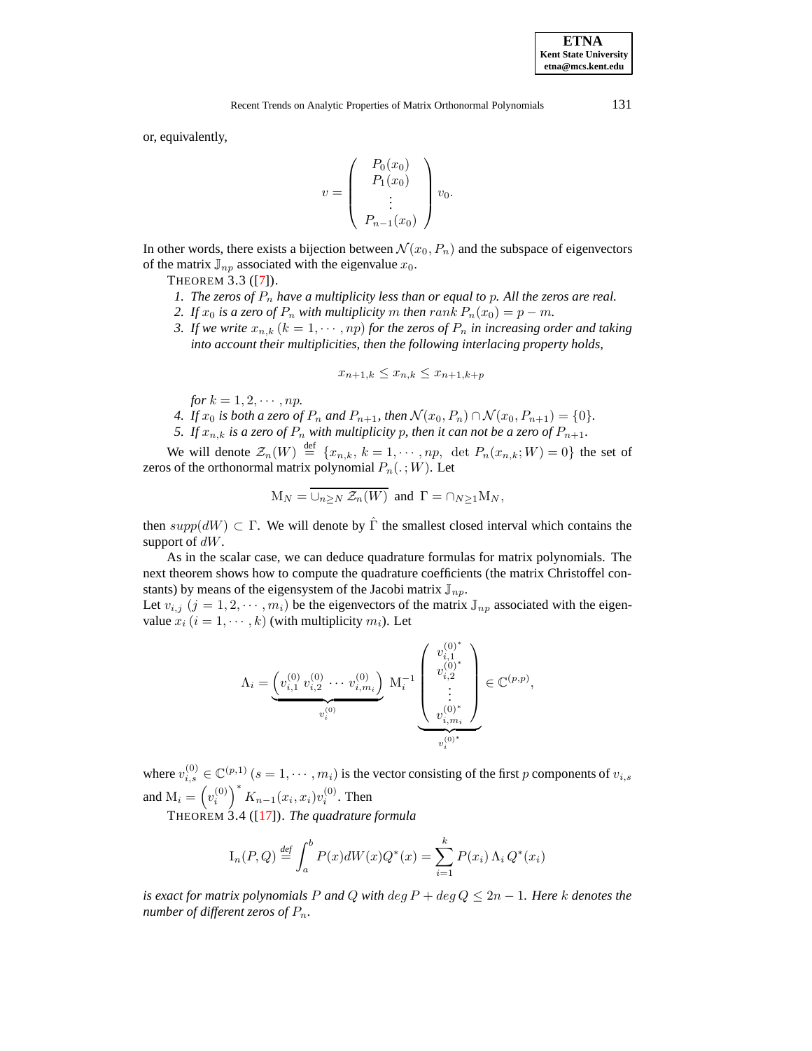or, equivalently,

$$v = \begin{pmatrix} P_0(x_0) \\ P_1(x_0) \\ \vdots \\ P_{n-1}(x_0) \end{pmatrix} v_0.$$

In other words, there exists a bijection between $\mathcal{N}(x_0, P_n)$ and the subspace of eigenvectors of the matrix $\mathbb{J}_{np}$ associated with the eigenvalue $x_0$.

THEOREM 3.3 ([7]).

1. *The zeros of $P_n$ have a multiplicity less than or equal to $p$. All the zeros are real.*
2. *If $x_0$ is a zero of $P_n$ with multiplicity $m$ then $rank\, P_n(x_0) = p - m$.*
3. *If we write $x_{n,k}$ $(k = 1, \cdots, np)$ for the zeros of $P_n$ in increasing order and taking into account their multiplicities, then the following interlacing property holds,*

$$x_{n+1,k} \leq x_{n,k} \leq x_{n+1,k+p}$$

*for $k = 1, 2, \cdots, np$.*

4. *If $x_0$ is both a zero of $P_n$ and $P_{n+1}$, then $\mathcal{N}(x_0, P_n) \cap \mathcal{N}(x_0, P_{n+1}) = \{0\}$.*
5. *If $x_{n,k}$ is a zero of $P_n$ with multiplicity $p$, then it can not be a zero of $P_{n+1}$.*

We will denote $\mathcal{Z}_n(W) \overset{\text{def}}{=} \{x_{n,k},\ k = 1, \cdots, np,\ \det P_n(x_{n,k}; W) = 0\}$ the set of zeros of the orthonormal matrix polynomial $P_n(.\,; W)$. Let

$$\mathrm{M}_N = \overline{\cup_{n \geq N} \mathcal{Z}_n(W)} \text{ and } \Gamma = \cap_{N \geq 1} \mathrm{M}_N,$$

then $supp(dW) \subset \Gamma$. We will denote by $\hat{\Gamma}$ the smallest closed interval which contains the support of $dW$.

As in the scalar case, we can deduce quadrature formulas for matrix polynomials. The next theorem shows how to compute the quadrature coefficients (the matrix Christoffel constants) by means of the eigensystem of the Jacobi matrix $\mathbb{J}_{np}$.

Let $v_{i,j}$ $(j = 1, 2, \cdots, m_i)$ be the eigenvectors of the matrix $\mathbb{J}_{np}$ associated with the eigenvalue $x_i$ $(i = 1, \cdots, k)$ (with multiplicity $m_i$). Let

$$\Lambda_i = \underbrace{\left( v_{i,1}^{(0)}\ v_{i,2}^{(0)}\ \cdots\ v_{i,m_i}^{(0)} \right)}_{v_i^{(0)}} \mathrm{M}_i^{-1} \underbrace{\begin{pmatrix} v_{i,1}^{(0)^*} \\ v_{i,2}^{(0)^*} \\ \vdots \\ v_{i,m_i}^{(0)^*} \end{pmatrix}}_{v_i^{(0)^*}} \in \mathbb{C}^{(p,p)},$$

where $v_{i,s}^{(0)} \in \mathbb{C}^{(p,1)}$ $(s = 1, \cdots, m_i)$ is the vector consisting of the first $p$ components of $v_{i,s}$ and $\mathrm{M}_i = \left(v_i^{(0)}\right)^* K_{n-1}(x_i, x_i) v_i^{(0)}$. Then

THEOREM 3.4 ([17]). *The quadrature formula*

$$\mathrm{I}_n(P, Q) \overset{\text{def}}{=} \int_a^b P(x) dW(x) Q^*(x) = \sum_{i=1}^{k} P(x_i)\, \Lambda_i\, Q^*(x_i)$$

*is exact for matrix polynomials $P$ and $Q$ with $deg\, P + deg\, Q \leq 2n - 1$. Here $k$ denotes the number of different zeros of $P_n$.*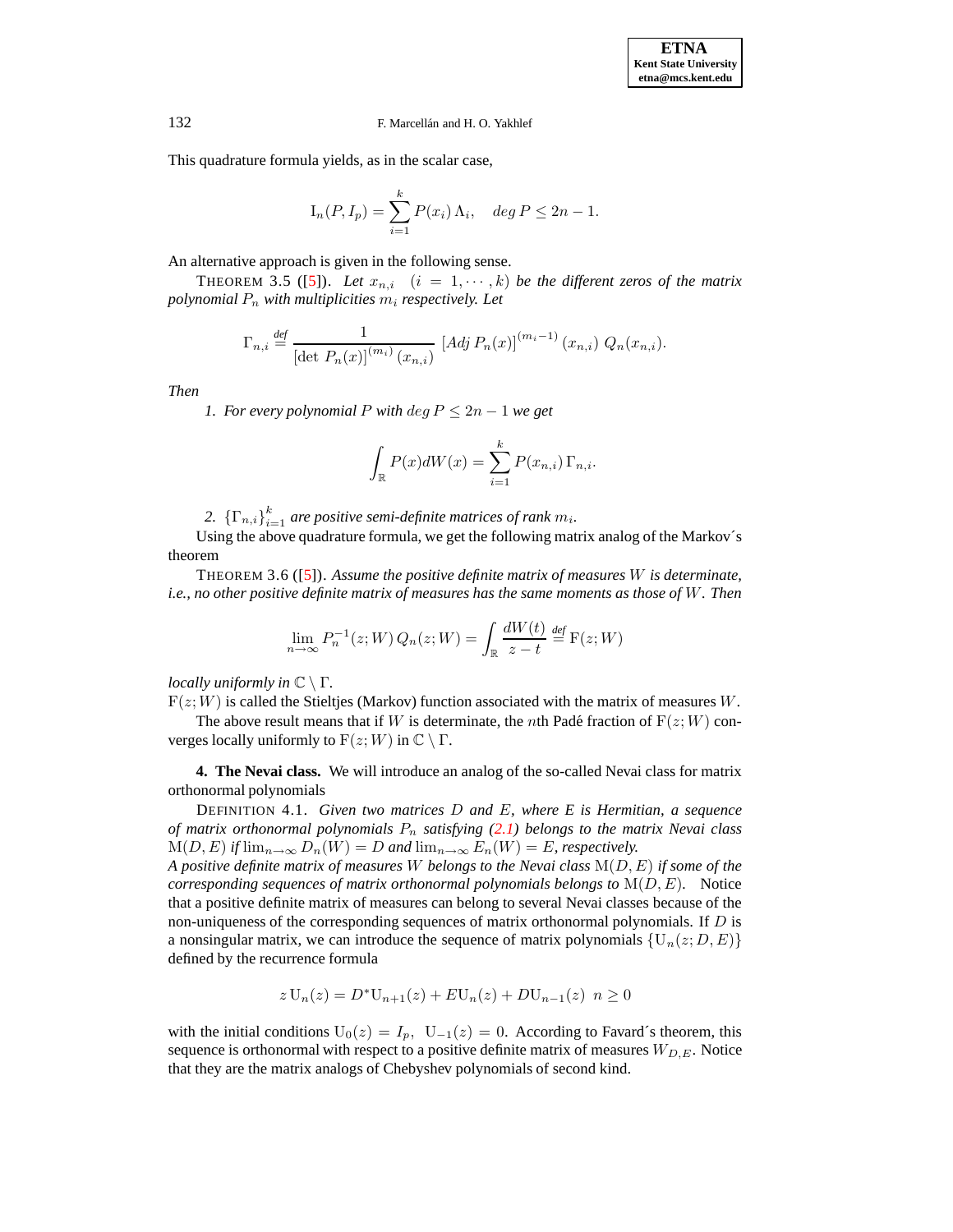This quadrature formula yields, as in the scalar case,

$$\mathrm{I}_n(P, I_p) = \sum_{i=1}^{k} P(x_i)\,\Lambda_i, \quad deg\, P \leq 2n-1.$$

An alternative approach is given in the following sense.

THEOREM 3.5 ([5]). *Let $x_{n,i} \quad (i = 1, \cdots, k)$ be the different zeros of the matrix polynomial $P_n$ with multiplicities $m_i$ respectively. Let*

$$\Gamma_{n,i} \overset{def}{=} \frac{1}{[\det\, P_n(x)]^{(m_i)}(x_{n,i})}\;[Adj\, P_n(x)]^{(m_i-1)}(x_{n,i})\; Q_n(x_{n,i}).$$

*Then*

1. *For every polynomial $P$ with $deg\, P \leq 2n-1$ we get*

$$\int_{\mathbb{R}} P(x) dW(x) = \sum_{i=1}^{k} P(x_{n,i})\,\Gamma_{n,i}.$$

2. *$\{\Gamma_{n,i}\}_{i=1}^{k}$ are positive semi-definite matrices of rank $m_i$.*

Using the above quadrature formula, we get the following matrix analog of the Markov´s theorem

THEOREM 3.6 ([5]). *Assume the positive definite matrix of measures $W$ is determinate, i.e., no other positive definite matrix of measures has the same moments as those of $W$. Then*

$$\lim_{n\to\infty} P_n^{-1}(z;W)\,Q_n(z;W) = \int_{\mathbb{R}} \frac{dW(t)}{z-t} \overset{def}{=} \mathrm{F}(z;W)$$

*locally uniformly in $\mathbb{C}\setminus\Gamma$.*

$\mathrm{F}(z;W)$ is called the Stieltjes (Markov) function associated with the matrix of measures $W$.

The above result means that if $W$ is determinate, the $n$th Padé fraction of $\mathrm{F}(z;W)$ converges locally uniformly to $\mathrm{F}(z;W)$ in $\mathbb{C}\setminus\Gamma$.

**4. The Nevai class.** We will introduce an analog of the so-called Nevai class for matrix orthonormal polynomials

DEFINITION 4.1. *Given two matrices $D$ and $E$, where E is Hermitian, a sequence of matrix orthonormal polynomials $P_n$ satisfying (2.1) belongs to the matrix Nevai class $\mathrm{M}(D,E)$ if $\lim_{n\to\infty} D_n(W) = D$ and $\lim_{n\to\infty} E_n(W) = E$, respectively.*

*A positive definite matrix of measures $W$ belongs to the Nevai class $\mathrm{M}(D,E)$ if some of the corresponding sequences of matrix orthonormal polynomials belongs to $\mathrm{M}(D,E)$.* Notice that a positive definite matrix of measures can belong to several Nevai classes because of the non-uniqueness of the corresponding sequences of matrix orthonormal polynomials. If $D$ is a nonsingular matrix, we can introduce the sequence of matrix polynomials $\{\mathrm{U}_n(z;D,E)\}$ defined by the recurrence formula

$$z\,\mathrm{U}_n(z) = D^{*}\mathrm{U}_{n+1}(z) + E\mathrm{U}_n(z) + D\mathrm{U}_{n-1}(z) \;\; n \geq 0$$

with the initial conditions $\mathrm{U}_0(z) = I_p, \;\; \mathrm{U}_{-1}(z) = 0$. According to Favard´s theorem, this sequence is orthonormal with respect to a positive definite matrix of measures $W_{D,E}$. Notice that they are the matrix analogs of Chebyshev polynomials of second kind.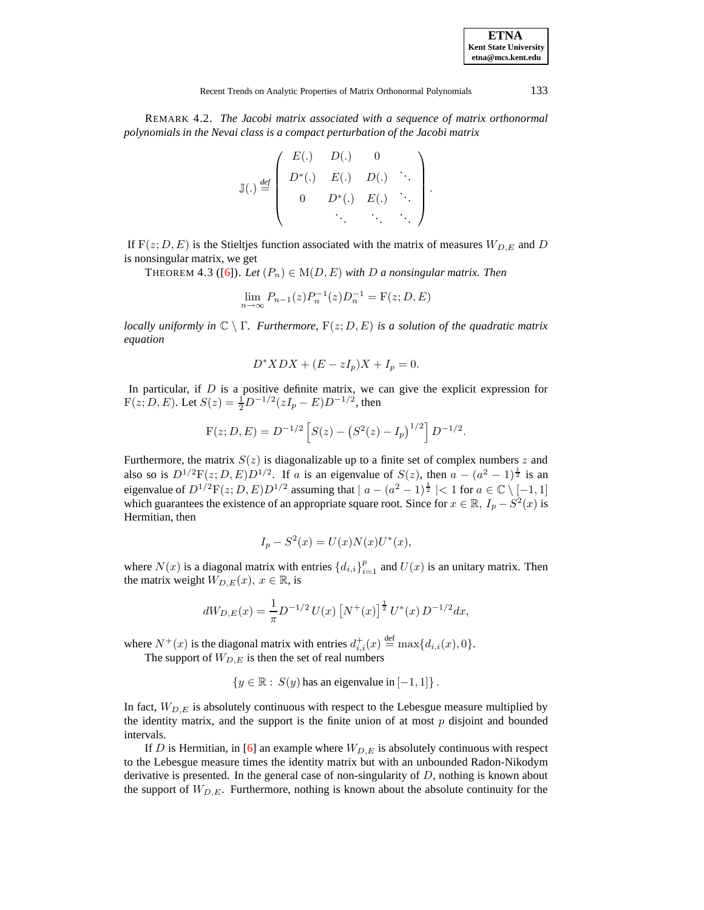REMARK 4.2. *The Jacobi matrix associated with a sequence of matrix orthonormal polynomials in the Nevai class is a compact perturbation of the Jacobi matrix*

$$\mathbb{J}(.) \stackrel{def}{=} \begin{pmatrix} E(.) & D(.) & 0 & \\ D^*(.) & E(.) & D(.) & \ddots \\ 0 & D^*(.) & E(.) & \ddots \\ & \ddots & \ddots & \ddots \end{pmatrix}.$$

If $\mathrm{F}(z; D, E)$ is the Stieltjes function associated with the matrix of measures $W_{D,E}$ and $D$ is nonsingular matrix, we get

THEOREM 4.3 ([6]). *Let $(P_n) \in \mathrm{M}(D, E)$ with $D$ a nonsingular matrix. Then*

$$\lim_{n\to\infty} P_{n-1}(z) P_n^{-1}(z) D_n^{-1} = \mathrm{F}(z; D, E)$$

*locally uniformly in $\mathbb{C} \setminus \Gamma$. Furthermore, $\mathrm{F}(z; D, E)$ is a solution of the quadratic matrix equation*

$$D^* X D X + (E - zI_p)X + I_p = 0.$$

In particular, if $D$ is a positive definite matrix, we can give the explicit expression for $\mathrm{F}(z; D, E)$. Let $S(z) = \frac{1}{2} D^{-1/2}(zI_p - E)D^{-1/2}$, then

$$\mathrm{F}(z; D, E) = D^{-1/2} \left[ S(z) - \left(S^2(z) - I_p\right)^{1/2} \right] D^{-1/2}.$$

Furthermore, the matrix $S(z)$ is diagonalizable up to a finite set of complex numbers $z$ and also so is $D^{1/2}\mathrm{F}(z; D, E)D^{1/2}$. If $a$ is an eigenvalue of $S(z)$, then $a - (a^2 - 1)^{\frac{1}{2}}$ is an eigenvalue of $D^{1/2}\mathrm{F}(z; D, E)D^{1/2}$ assuming that $\mid a - (a^2 - 1)^{\frac{1}{2}} \mid < 1$ for $a \in \mathbb{C} \setminus [-1, 1]$ which guarantees the existence of an appropriate square root. Since for $x \in \mathbb{R}$, $I_p - S^2(x)$ is Hermitian, then

$$I_p - S^2(x) = U(x)N(x)U^*(x),$$

where $N(x)$ is a diagonal matrix with entries $\{d_{i,i}\}_{i=1}^p$ and $U(x)$ is an unitary matrix. Then the matrix weight $W_{D,E}(x)$, $x \in \mathbb{R}$, is

$$dW_{D,E}(x) = \frac{1}{\pi} D^{-1/2}\, U(x) \left[N^+(x)\right]^{\frac{1}{2}} U^*(x)\, D^{-1/2} dx,$$

where $N^+(x)$ is the diagonal matrix with entries $d_{i,i}^+(x) \stackrel{\text{def}}{=} \max\{d_{i,i}(x), 0\}$.

The support of $W_{D,E}$ is then the set of real numbers

$$\{y \in \mathbb{R} : \; S(y) \text{ has an eigenvalue in } [-1, 1]\}.$$

In fact, $W_{D,E}$ is absolutely continuous with respect to the Lebesgue measure multiplied by the identity matrix, and the support is the finite union of at most $p$ disjoint and bounded intervals.

If $D$ is Hermitian, in [6] an example where $W_{D,E}$ is absolutely continuous with respect to the Lebesgue measure times the identity matrix but with an unbounded Radon-Nikodym derivative is presented. In the general case of non-singularity of $D$, nothing is known about the support of $W_{D,E}$. Furthermore, nothing is known about the absolute continuity for the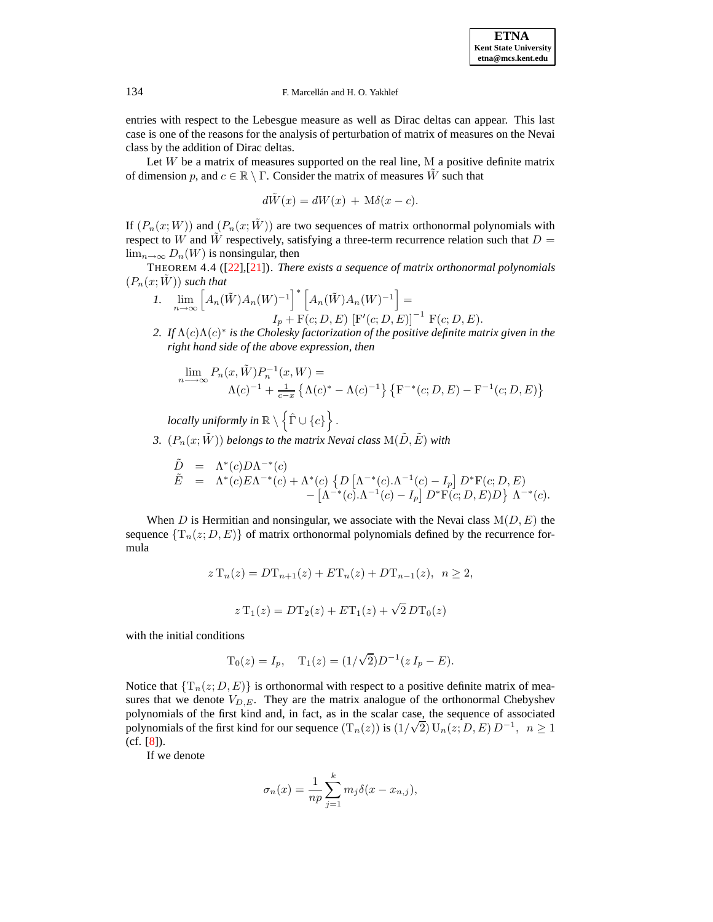entries with respect to the Lebesgue measure as well as Dirac deltas can appear. This last case is one of the reasons for the analysis of perturbation of matrix of measures on the Nevai class by the addition of Dirac deltas.

Let $W$ be a matrix of measures supported on the real line, $\mathrm{M}$ a positive definite matrix of dimension $p$, and $c \in \mathbb{R} \setminus \Gamma$. Consider the matrix of measures $\tilde{W}$ such that

$$d\tilde{W}(x) = dW(x) + \mathrm{M}\delta(x - c).$$

If $(P_n(x; W))$ and $(P_n(x; \tilde{W}))$ are two sequences of matrix orthonormal polynomials with respect to $W$ and $\tilde{W}$ respectively, satisfying a three-term recurrence relation such that $D = \lim_{n\to\infty} D_n(W)$ is nonsingular, then

THEOREM 4.4 ([22],[21]). *There exists a sequence of matrix orthonormal polynomials $(P_n(x; \tilde{W}))$ such that*

1. $$\lim_{n\to\infty} \left[A_n(\tilde{W})A_n(W)^{-1}\right]^* \left[A_n(\tilde{W})A_n(W)^{-1}\right] = I_p + \mathrm{F}(c; D, E)\left[\mathrm{F}'(c; D, E)\right]^{-1} \mathrm{F}(c; D, E).$$

2. *If $\Lambda(c)\Lambda(c)^*$ is the Cholesky factorization of the positive definite matrix given in the right hand side of the above expression, then*

$$\lim_{n\longrightarrow\infty} P_n(x, \tilde{W})P_n^{-1}(x, W) = \Lambda(c)^{-1} + \tfrac{1}{c-x}\left\{\Lambda(c)^* - \Lambda(c)^{-1}\right\}\left\{\mathrm{F}^{-*}(c; D, E) - \mathrm{F}^{-1}(c; D, E)\right\}$$

*locally uniformly in $\mathbb{R} \setminus \left\{\hat{\Gamma} \cup \{c\}\right\}$.*

3. *$(P_n(x; \tilde{W}))$ belongs to the matrix Nevai class $\mathrm{M}(\tilde{D}, \tilde{E})$ with*

$$\begin{aligned}
\tilde{D} &= \Lambda^*(c)D\Lambda^{-*}(c)\\
\tilde{E} &= \Lambda^*(c)E\Lambda^{-*}(c) + \Lambda^*(c)\left\{D\left[\Lambda^{-*}(c).\Lambda^{-1}(c) - I_p\right]D^*\mathrm{F}(c; D, E)\right.\\
&\qquad \left. - \left[\Lambda^{-*}(c).\Lambda^{-1}(c) - I_p\right]D^*\mathrm{F}(c; D, E)D\right\}\Lambda^{-*}(c).
\end{aligned}$$

When $D$ is Hermitian and nonsingular, we associate with the Nevai class $\mathrm{M}(D, E)$ the sequence $\{\mathrm{T}_n(z; D, E)\}$ of matrix orthonormal polynomials defined by the recurrence formula

$$z\,\mathrm{T}_n(z) = D\mathrm{T}_{n+1}(z) + E\mathrm{T}_n(z) + D\mathrm{T}_{n-1}(z), \quad n \geq 2,$$

$$z\,\mathrm{T}_1(z) = D\mathrm{T}_2(z) + E\mathrm{T}_1(z) + \sqrt{2}\,D\mathrm{T}_0(z)$$

with the initial conditions

$$\mathrm{T}_0(z) = I_p, \quad \mathrm{T}_1(z) = (1/\sqrt{2})D^{-1}(z\,I_p - E).$$

Notice that $\{\mathrm{T}_n(z; D, E)\}$ is orthonormal with respect to a positive definite matrix of measures that we denote $V_{D,E}$. They are the matrix analogue of the orthonormal Chebyshev polynomials of the first kind and, in fact, as in the scalar case, the sequence of associated polynomials of the first kind for our sequence $(\mathrm{T}_n(z))$ is $(1/\sqrt{2})\,\mathrm{U}_n(z; D, E)\,D^{-1}, \ n \geq 1$ (cf. [8]).

If we denote

$$\sigma_n(x) = \frac{1}{np}\sum_{j=1}^{k} m_j \delta(x - x_{n,j}),$$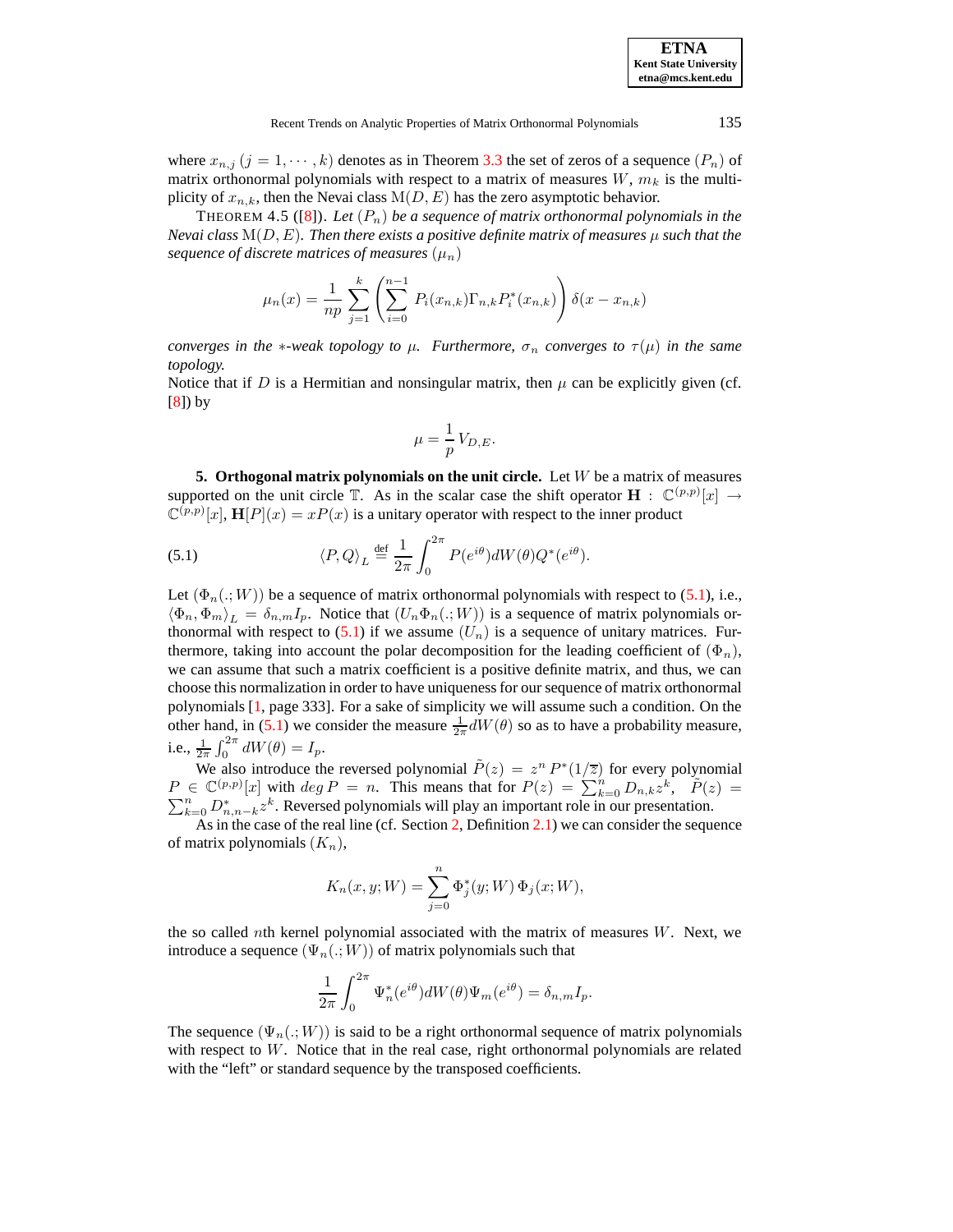where $x_{n,j}$ $(j = 1, \cdots, k)$ denotes as in Theorem 3.3 the set of zeros of a sequence $(P_n)$ of matrix orthonormal polynomials with respect to a matrix of measures $W$, $m_k$ is the multiplicity of $x_{n,k}$, then the Nevai class $\mathrm{M}(D, E)$ has the zero asymptotic behavior.

THEOREM 4.5 ([8]). *Let $(P_n)$ be a sequence of matrix orthonormal polynomials in the Nevai class $\mathrm{M}(D, E)$. Then there exists a positive definite matrix of measures $\mu$ such that the sequence of discrete matrices of measures $(\mu_n)$*

$$\mu_n(x) = \frac{1}{np} \sum_{j=1}^{k} \left( \sum_{i=0}^{n-1} P_i(x_{n,k}) \Gamma_{n,k} P_i^*(x_{n,k}) \right) \delta(x - x_{n,k})$$

*converges in the $*$-weak topology to $\mu$. Furthermore, $\sigma_n$ converges to $\tau(\mu)$ in the same topology.*

Notice that if $D$ is a Hermitian and nonsingular matrix, then $\mu$ can be explicitly given (cf. [8]) by

$$\mu = \frac{1}{p} V_{D,E}.$$

**5. Orthogonal matrix polynomials on the unit circle.** Let $W$ be a matrix of measures supported on the unit circle $\mathbb{T}$. As in the scalar case the shift operator $\mathbf{H} : \mathbb{C}^{(p,p)}[x] \to \mathbb{C}^{(p,p)}[x]$, $\mathbf{H}[P](x) = xP(x)$ is a unitary operator with respect to the inner product

$$\langle P, Q \rangle_L \stackrel{\text{def}}{=} \frac{1}{2\pi} \int_0^{2\pi} P(e^{i\theta}) dW(\theta) Q^*(e^{i\theta}). \tag{5.1}$$

Let $(\Phi_n(.;W))$ be a sequence of matrix orthonormal polynomials with respect to (5.1), i.e., $\langle \Phi_n, \Phi_m \rangle_L = \delta_{n,m} I_p$. Notice that $(U_n \Phi_n(.;W))$ is a sequence of matrix polynomials orthonormal with respect to (5.1) if we assume $(U_n)$ is a sequence of unitary matrices. Furthermore, taking into account the polar decomposition for the leading coefficient of $(\Phi_n)$, we can assume that such a matrix coefficient is a positive definite matrix, and thus, we can choose this normalization in order to have uniqueness for our sequence of matrix orthonormal polynomials [1, page 333]. For a sake of simplicity we will assume such a condition. On the other hand, in (5.1) we consider the measure $\frac{1}{2\pi} dW(\theta)$ so as to have a probability measure, i.e., $\frac{1}{2\pi} \int_0^{2\pi} dW(\theta) = I_p$.

We also introduce the reversed polynomial $\tilde{P}(z) = z^n P^*(1/\overline{z})$ for every polynomial $P \in \mathbb{C}^{(p,p)}[x]$ with $deg\, P = n$. This means that for $P(z) = \sum_{k=0}^{n} D_{n,k} z^k$, $\tilde{P}(z) = \sum_{k=0}^{n} D_{n,n-k}^* z^k$. Reversed polynomials will play an important role in our presentation.

As in the case of the real line (cf. Section 2, Definition 2.1) we can consider the sequence of matrix polynomials $(K_n)$,

$$K_n(x, y; W) = \sum_{j=0}^{n} \Phi_j^*(y; W)\, \Phi_j(x; W),$$

the so called $n$th kernel polynomial associated with the matrix of measures $W$. Next, we introduce a sequence $(\Psi_n(.;W))$ of matrix polynomials such that

$$\frac{1}{2\pi} \int_0^{2\pi} \Psi_n^*(e^{i\theta}) dW(\theta) \Psi_m(e^{i\theta}) = \delta_{n,m} I_p.$$

The sequence $(\Psi_n(.;W))$ is said to be a right orthonormal sequence of matrix polynomials with respect to $W$. Notice that in the real case, right orthonormal polynomials are related with the "left" or standard sequence by the transposed coefficients.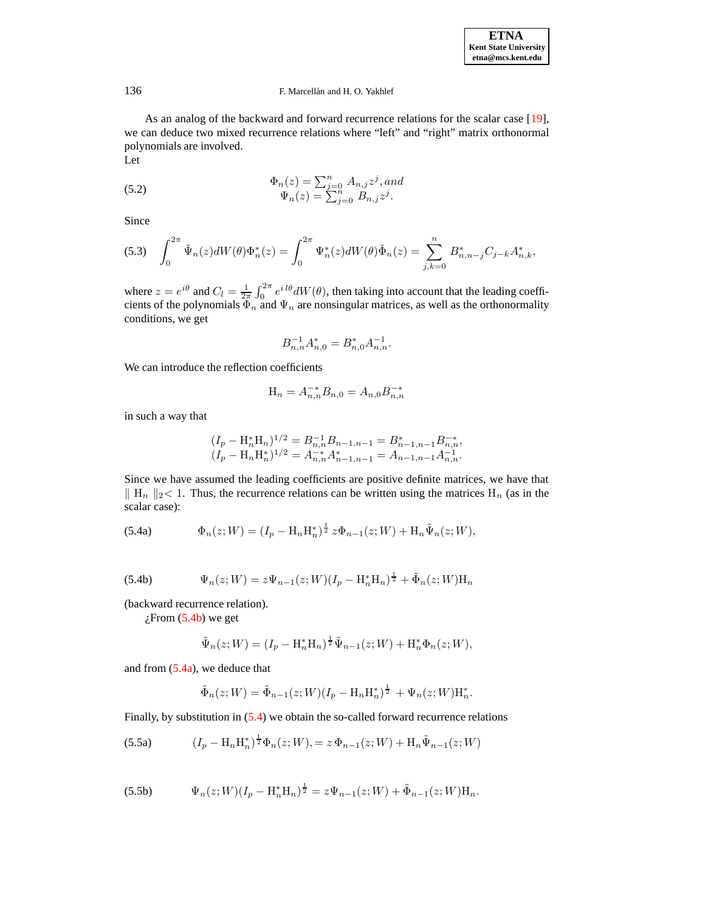As an analog of the backward and forward recurrence relations for the scalar case [19], we can deduce two mixed recurrence relations where "left" and "right" matrix orthonormal polynomials are involved.
Let

$$
\begin{array}{c}
\Phi_n(z) = \sum_{j=0}^{n} A_{n,j} z^j, \textit{and} \\
\Psi_n(z) = \sum_{j=0}^{n} B_{n,j} z^j.
\end{array}
\tag{5.2}
$$

Since

$$
\int_0^{2\pi} \tilde{\Psi}_n(z) dW(\theta) \Phi_n^*(z) = \int_0^{2\pi} \Psi_n^*(z) dW(\theta) \tilde{\Phi}_n(z) = \sum_{j,k=0}^{n} B_{n,n-j}^* C_{j-k} A_{n,k}^*,
\tag{5.3}
$$

where $z = e^{i\theta}$ and $C_l = \frac{1}{2\pi} \int_0^{2\pi} e^{i\, l\theta} dW(\theta)$, then taking into account that the leading coefficients of the polynomials $\Phi_n$ and $\Psi_n$ are nonsingular matrices, as well as the orthonormality conditions, we get

$$
B_{n,n}^{-1} A_{n,0}^* = B_{n,0}^* A_{n,n}^{-1}.
$$

We can introduce the reflection coefficients

$$
\mathrm{H}_n = A_{n,n}^{-*} B_{n,0} = A_{n,0} B_{n,n}^{-*}
$$

in such a way that

$$
\begin{array}{c}
(I_p - \mathrm{H}_n^* \mathrm{H}_n)^{1/2} = B_{n,n}^{-1} B_{n-1,n-1} = B_{n-1,n-1}^* B_{n,n}^{-*}, \\
(I_p - \mathrm{H}_n \mathrm{H}_n^*)^{1/2} = A_{n,n}^{-*} A_{n-1,n-1}^* = A_{n-1,n-1} A_{n,n}^{-1}.
\end{array}
$$

Since we have assumed the leading coefficients are positive definite matrices, we have that $\| \mathrm{H}_n \|_2 < 1$. Thus, the recurrence relations can be written using the matrices $\mathrm{H}_n$ (as in the scalar case):

$$
\Phi_n(z; W) = (I_p - \mathrm{H}_n \mathrm{H}_n^*)^{\frac{1}{2}}\, z \Phi_{n-1}(z; W) + \mathrm{H}_n \tilde{\Psi}_n(z; W),
\tag{5.4a}
$$

$$
\Psi_n(z; W) = z \Psi_{n-1}(z; W) (I_p - \mathrm{H}_n^* \mathrm{H}_n)^{\frac{1}{2}} + \tilde{\Phi}_n(z; W) \mathrm{H}_n
\tag{5.4b}
$$

(backward recurrence relation).

¿From (5.4b) we get

$$
\tilde{\Psi}_n(z; W) = (I_p - \mathrm{H}_n^* \mathrm{H}_n)^{\frac{1}{2}} \tilde{\Psi}_{n-1}(z; W) + \mathrm{H}_n^* \Phi_n(z; W),
$$

and from (5.4a), we deduce that

$$
\tilde{\Phi}_n(z; W) = \tilde{\Phi}_{n-1}(z; W) (I_p - \mathrm{H}_n \mathrm{H}_n^*)^{\frac{1}{2}} + \Psi_n(z; W) \mathrm{H}_n^*.
$$

Finally, by substitution in (5.4) we obtain the so-called forward recurrence relations

$$
(I_p - \mathrm{H}_n \mathrm{H}_n^*)^{\frac{1}{2}} \Phi_n(z; W), = z\, \Phi_{n-1}(z; W) + \mathrm{H}_n \tilde{\Psi}_{n-1}(z; W)
\tag{5.5a}
$$

$$
\Psi_n(z; W) (I_p - \mathrm{H}_n^* \mathrm{H}_n)^{\frac{1}{2}} = z \Psi_{n-1}(z; W) + \tilde{\Phi}_{n-1}(z; W) \mathrm{H}_n.
\tag{5.5b}
$$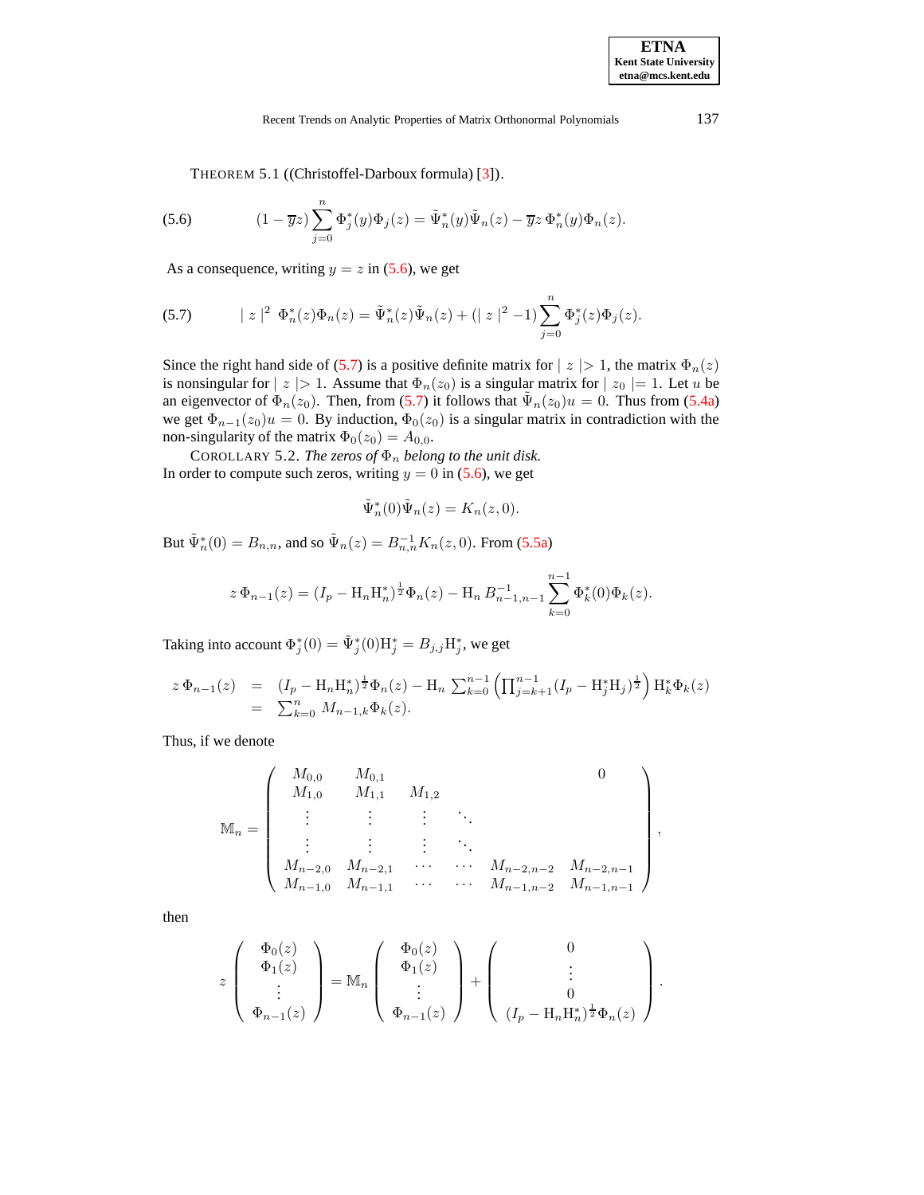THEOREM 5.1 ((Christoffel-Darboux formula) [3]).

$$(5.6)\qquad (1-\overline{y}z)\sum_{j=0}^{n}\Phi_j^*(y)\Phi_j(z)=\tilde{\Psi}_n^*(y)\tilde{\Psi}_n(z)-\overline{y}z\,\Phi_n^*(y)\Phi_n(z).$$

As a consequence, writing $y=z$ in (5.6), we get

$$(5.7)\qquad |\, z\,|^2\ \Phi_n^*(z)\Phi_n(z)=\tilde{\Psi}_n^*(z)\tilde{\Psi}_n(z)+(|\, z\,|^2-1)\sum_{j=0}^{n}\Phi_j^*(z)\Phi_j(z).$$

Since the right hand side of (5.7) is a positive definite matrix for $|\, z\,|>1$, the matrix $\Phi_n(z)$ is nonsingular for $|\, z\,|>1$. Assume that $\Phi_n(z_0)$ is a singular matrix for $|\, z_0\,|=1$. Let $u$ be an eigenvector of $\Phi_n(z_0)$. Then, from (5.7) it follows that $\tilde{\Psi}_n(z_0)u=0$. Thus from (5.4a) we get $\Phi_{n-1}(z_0)u=0$. By induction, $\Phi_0(z_0)$ is a singular matrix in contradiction with the non-singularity of the matrix $\Phi_0(z_0)=A_{0,0}$.

COROLLARY 5.2. *The zeros of $\Phi_n$ belong to the unit disk.*
In order to compute such zeros, writing $y=0$ in (5.6), we get

$$\tilde{\Psi}_n^*(0)\tilde{\Psi}_n(z)=K_n(z,0).$$

But $\tilde{\Psi}_n^*(0)=B_{n,n}$, and so $\tilde{\Psi}_n(z)=B_{n,n}^{-1}K_n(z,0)$. From (5.5a)

$$z\,\Phi_{n-1}(z)=(I_p-\mathrm{H}_n\mathrm{H}_n^*)^{\frac{1}{2}}\Phi_n(z)-\mathrm{H}_n\,B_{n-1,n-1}^{-1}\sum_{k=0}^{n-1}\Phi_k^*(0)\Phi_k(z).$$

Taking into account $\Phi_j^*(0)=\tilde{\Psi}_j^*(0)\mathrm{H}_j^*=B_{j,j}\mathrm{H}_j^*$, we get

$$\begin{aligned} z\,\Phi_{n-1}(z) &= (I_p-\mathrm{H}_n\mathrm{H}_n^*)^{\frac{1}{2}}\Phi_n(z)-\mathrm{H}_n\sum_{k=0}^{n-1}\left(\prod_{j=k+1}^{n-1}(I_p-\mathrm{H}_j^*\mathrm{H}_j)^{\frac{1}{2}}\right)\mathrm{H}_k^*\Phi_k(z)\\ &= \sum_{k=0}^{n} M_{n-1,k}\Phi_k(z). \end{aligned}$$

Thus, if we denote

$$\mathbb{M}_n=\begin{pmatrix} M_{0,0} & M_{0,1} & & & & 0\\ M_{1,0} & M_{1,1} & M_{1,2} & & & \\ \vdots & \vdots & \vdots & \ddots & & \\ \vdots & \vdots & \vdots & \ddots & & \\ M_{n-2,0} & M_{n-2,1} & \cdots & \cdots & M_{n-2,n-2} & M_{n-2,n-1}\\ M_{n-1,0} & M_{n-1,1} & \cdots & \cdots & M_{n-1,n-2} & M_{n-1,n-1} \end{pmatrix},$$

then

$$z\begin{pmatrix}\Phi_0(z)\\ \Phi_1(z)\\ \vdots\\ \Phi_{n-1}(z)\end{pmatrix}=\mathbb{M}_n\begin{pmatrix}\Phi_0(z)\\ \Phi_1(z)\\ \vdots\\ \Phi_{n-1}(z)\end{pmatrix}+\begin{pmatrix}0\\ \vdots\\ 0\\ (I_p-\mathrm{H}_n\mathrm{H}_n^*)^{\frac{1}{2}}\Phi_n(z)\end{pmatrix}.$$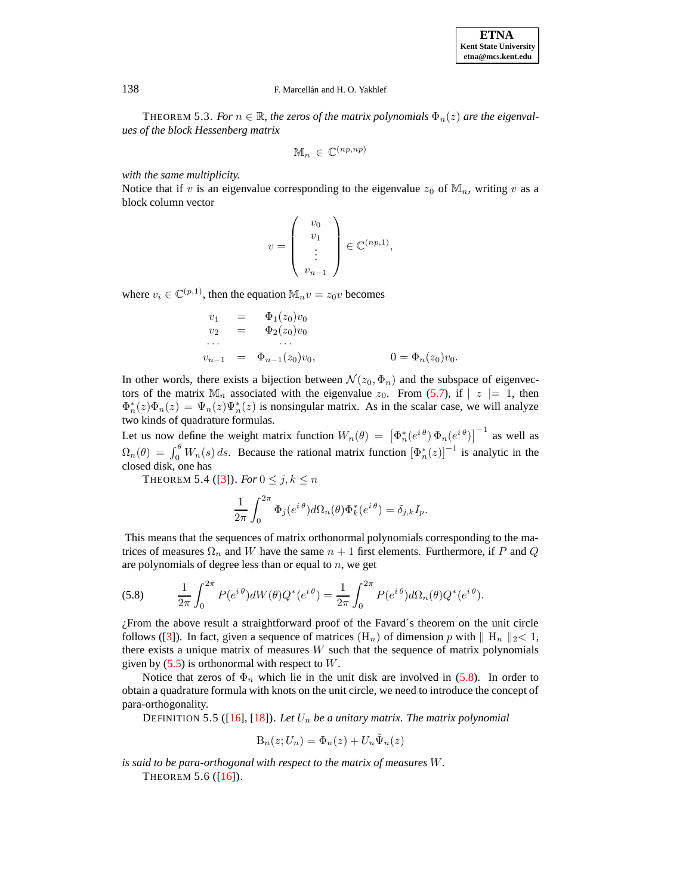THEOREM 5.3. *For $n \in \mathbb{R}$, the zeros of the matrix polynomials $\Phi_n(z)$ are the eigenvalues of the block Hessenberg matrix*

$$\mathbb{M}_n \in \mathbb{C}^{(np,np)}$$

*with the same multiplicity.*

Notice that if $v$ is an eigenvalue corresponding to the eigenvalue $z_0$ of $\mathbb{M}_n$, writing $v$ as a block column vector

$$v = \begin{pmatrix} v_0 \\ v_1 \\ \vdots \\ v_{n-1} \end{pmatrix} \in \mathbb{C}^{(np,1)},$$

where $v_i \in \mathbb{C}^{(p,1)}$, then the equation $\mathbb{M}_n v = z_0 v$ becomes

$$\begin{array}{rcl} v_1 & = & \Phi_1(z_0)v_0 \\ v_2 & = & \Phi_2(z_0)v_0 \\ \cdots & & \cdots \\ v_{n-1} & = & \Phi_{n-1}(z_0)v_0, \end{array} \qquad\qquad 0 = \Phi_n(z_0)v_0.$$

In other words, there exists a bijection between $\mathcal{N}(z_0, \Phi_n)$ and the subspace of eigenvectors of the matrix $\mathbb{M}_n$ associated with the eigenvalue $z_0$. From (5.7), if $|\ z\ | = 1$, then $\Phi_n^*(z)\Phi_n(z) = \Psi_n(z)\Psi_n^*(z)$ is nonsingular matrix. As in the scalar case, we will analyze two kinds of quadrature formulas.

Let us now define the weight matrix function $W_n(\theta) = \left[\Phi_n^*(e^{i\,\theta})\,\Phi_n(e^{i\,\theta})\right]^{-1}$ as well as $\Omega_n(\theta) = \int_0^\theta W_n(s)\,ds$. Because the rational matrix function $[\Phi_n^*(z)]^{-1}$ is analytic in the closed disk, one has

THEOREM 5.4 ([3]). *For $0 \le j, k \le n$*

$$\frac{1}{2\pi}\int_0^{2\pi} \Phi_j(e^{i\,\theta})d\Omega_n(\theta)\Phi_k^*(e^{i\,\theta}) = \delta_{j,k}I_p.$$

This means that the sequences of matrix orthonormal polynomials corresponding to the matrices of measures $\Omega_n$ and $W$ have the same $n+1$ first elements. Furthermore, if $P$ and $Q$ are polynomials of degree less than or equal to $n$, we get

$$\frac{1}{2\pi}\int_0^{2\pi} P(e^{i\,\theta})dW(\theta)Q^*(e^{i\,\theta}) = \frac{1}{2\pi}\int_0^{2\pi} P(e^{i\,\theta})d\Omega_n(\theta)Q^*(e^{i\,\theta}). \tag{5.8}$$

¿From the above result a straightforward proof of the Favard´s theorem on the unit circle follows ([3]). In fact, given a sequence of matrices $(\mathrm{H}_n)$ of dimension $p$ with $\|\ \mathrm{H}_n\ \|_2 < 1$, there exists a unique matrix of measures $W$ such that the sequence of matrix polynomials given by (5.5) is orthonormal with respect to $W$.

Notice that zeros of $\Phi_n$ which lie in the unit disk are involved in (5.8). In order to obtain a quadrature formula with knots on the unit circle, we need to introduce the concept of para-orthogonality.

DEFINITION 5.5 ([16], [18]). *Let $U_n$ be a unitary matrix. The matrix polynomial*

$$\mathrm{B}_n(z; U_n) = \Phi_n(z) + U_n\tilde{\Psi}_n(z)$$

*is said to be para-orthogonal with respect to the matrix of measures $W$.*

THEOREM 5.6 ([16]).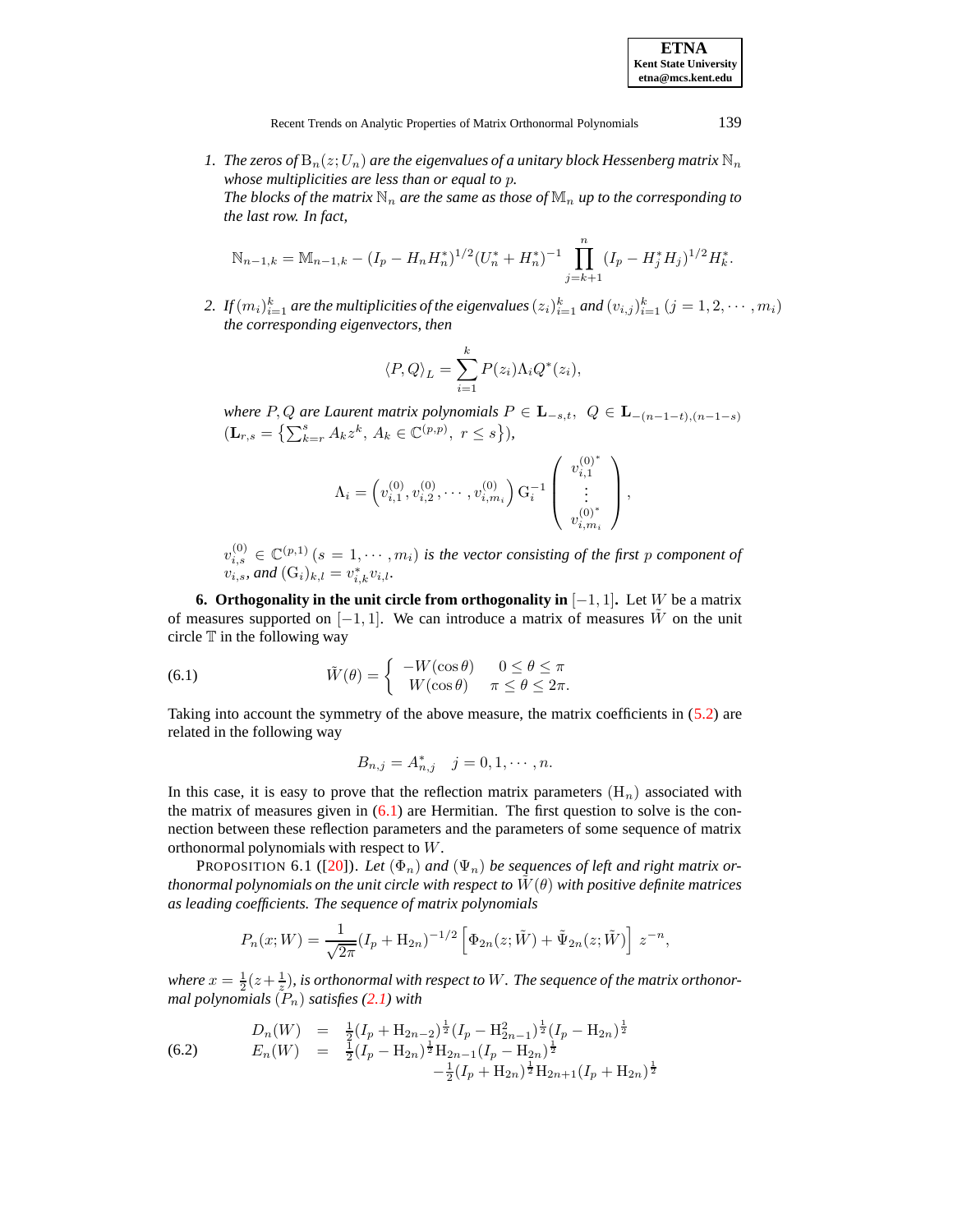1. *The zeros of* $\mathrm{B}_n(z;U_n)$ *are the eigenvalues of a unitary block Hessenberg matrix* $\mathbb{N}_n$ *whose multiplicities are less than or equal to* $p$.
   *The blocks of the matrix* $\mathbb{N}_n$ *are the same as those of* $\mathbb{M}_n$ *up to the corresponding to the last row. In fact,*

$$\mathbb{N}_{n-1,k} = \mathbb{M}_{n-1,k} - (I_p - H_nH_n^*)^{1/2}(U_n^* + H_n^*)^{-1}\prod_{j=k+1}^{n}(I_p - H_j^*H_j)^{1/2}H_k^*.$$

2. *If* $(m_i)_{i=1}^k$ *are the multiplicities of the eigenvalues* $(z_i)_{i=1}^k$ *and* $(v_{i,j})_{i=1}^k$ $(j = 1, 2, \cdots, m_i)$ *the corresponding eigenvectors, then*

$$\langle P, Q\rangle_L = \sum_{i=1}^{k} P(z_i)\Lambda_i Q^*(z_i),$$

*where* $P, Q$ *are Laurent matrix polynomials* $P \in \mathbf{L}_{-s,t}$, $Q \in \mathbf{L}_{-(n-1-t),(n-1-s)}$ $(\mathbf{L}_{r,s} = \{\sum_{k=r}^{s} A_k z^k,\ A_k \in \mathbb{C}^{(p,p)},\ r \le s\})$,

$$\Lambda_i = \left(v_{i,1}^{(0)}, v_{i,2}^{(0)}, \cdots, v_{i,m_i}^{(0)}\right)\mathrm{G}_i^{-1}\begin{pmatrix} v_{i,1}^{(0)^*} \\ \vdots \\ v_{i,m_i}^{(0)^*}\end{pmatrix},$$

$v_{i,s}^{(0)} \in \mathbb{C}^{(p,1)}$ $(s = 1, \cdots, m_i)$ *is the vector consisting of the first* $p$ *component of* $v_{i,s}$, *and* $(\mathrm{G}_i)_{k,l} = v_{i,k}^* v_{i,l}$.

**6. Orthogonality in the unit circle from orthogonality in** $[-1, 1]$**.** Let $W$ be a matrix of measures supported on $[-1, 1]$. We can introduce a matrix of measures $\tilde{W}$ on the unit circle $\mathbb{T}$ in the following way

$$\tilde{W}(\theta) = \begin{cases} -W(\cos\theta) & 0 \le \theta \le \pi \\ \phantom{-}W(\cos\theta) & \pi \le \theta \le 2\pi. \end{cases} \tag{6.1}$$

Taking into account the symmetry of the above measure, the matrix coefficients in (5.2) are related in the following way

$$B_{n,j} = A_{n,j}^* \quad j = 0, 1, \cdots, n.$$

In this case, it is easy to prove that the reflection matrix parameters $(\mathrm{H}_n)$ associated with the matrix of measures given in (6.1) are Hermitian. The first question to solve is the connection between these reflection parameters and the parameters of some sequence of matrix orthonormal polynomials with respect to $W$.

PROPOSITION 6.1 ([20]). *Let* $(\Phi_n)$ *and* $(\Psi_n)$ *be sequences of left and right matrix orthonormal polynomials on the unit circle with respect to* $\tilde{W}(\theta)$ *with positive definite matrices as leading coefficients. The sequence of matrix polynomials*

$$P_n(x;W) = \frac{1}{\sqrt{2\pi}}(I_p + \mathrm{H}_{2n})^{-1/2}\left[\Phi_{2n}(z;\tilde{W}) + \tilde{\Psi}_{2n}(z;\tilde{W})\right] z^{-n},$$

*where* $x = \frac{1}{2}(z + \frac{1}{z})$, *is orthonormal with respect to* $W$. *The sequence of the matrix orthonormal polynomials* $(P_n)$ *satisfies (2.1) with*

$$\begin{aligned} D_n(W) &= \tfrac{1}{2}(I_p + \mathrm{H}_{2n-2})^{\frac{1}{2}}(I_p - \mathrm{H}_{2n-1}^2)^{\frac{1}{2}}(I_p - \mathrm{H}_{2n})^{\frac{1}{2}} \\ E_n(W) &= \tfrac{1}{2}(I_p - \mathrm{H}_{2n})^{\frac{1}{2}}\mathrm{H}_{2n-1}(I_p - \mathrm{H}_{2n})^{\frac{1}{2}} \\ &\quad -\tfrac{1}{2}(I_p + \mathrm{H}_{2n})^{\frac{1}{2}}\mathrm{H}_{2n+1}(I_p + \mathrm{H}_{2n})^{\frac{1}{2}} \end{aligned} \tag{6.2}$$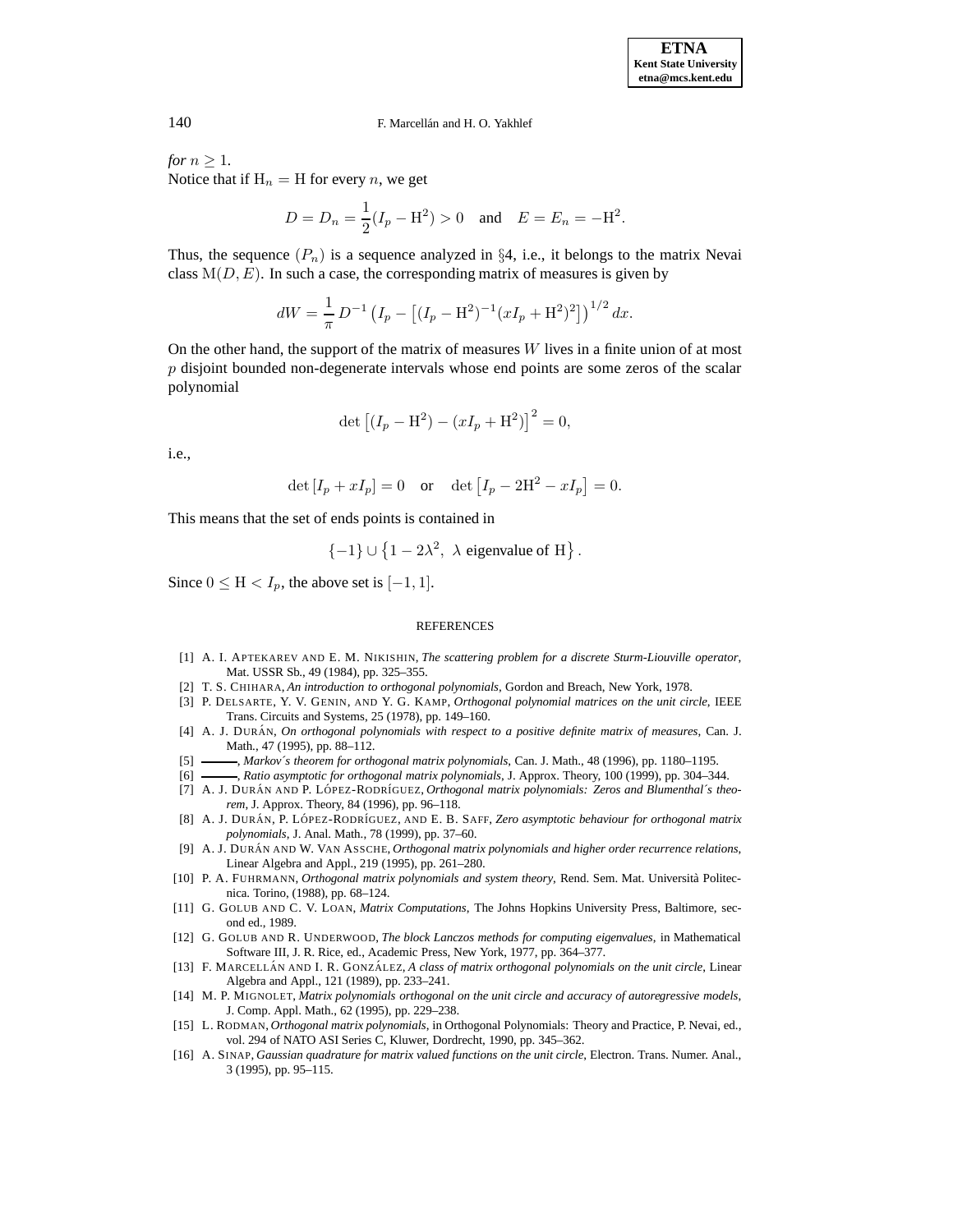*for* $n \geq 1$.
Notice that if $\mathrm{H}_n = \mathrm{H}$ for every $n$, we get

$$D = D_n = \frac{1}{2}(I_p - \mathrm{H}^2) > 0 \quad \text{and} \quad E = E_n = -\mathrm{H}^2.$$

Thus, the sequence $(P_n)$ is a sequence analyzed in §4, i.e., it belongs to the matrix Nevai class $\mathrm{M}(D, E)$. In such a case, the corresponding matrix of measures is given by

$$dW = \frac{1}{\pi}\, D^{-1} \left( I_p - \left[ (I_p - \mathrm{H}^2)^{-1} (x I_p + \mathrm{H}^2)^2 \right] \right)^{1/2} dx.$$

On the other hand, the support of the matrix of measures $W$ lives in a finite union of at most $p$ disjoint bounded non-degenerate intervals whose end points are some zeros of the scalar polynomial

$$\det \left[ (I_p - \mathrm{H}^2) - (x I_p + \mathrm{H}^2) \right]^2 = 0,$$

i.e.,

$$\det \left[ I_p + x I_p \right] = 0 \quad \text{or} \quad \det \left[ I_p - 2\mathrm{H}^2 - x I_p \right] = 0.$$

This means that the set of ends points is contained in

$$\{-1\} \cup \left\{ 1 - 2\lambda^2,\ \lambda \text{ eigenvalue of } \mathrm{H} \right\}.$$

Since $0 \leq \mathrm{H} < I_p$, the above set is $[-1, 1]$.

## REFERENCES

[1] A. I. Aptekarev and E. M. Nikishin, *The scattering problem for a discrete Sturm-Liouville operator*, Mat. USSR Sb., 49 (1984), pp. 325–355.

[2] T. S. Chihara, *An introduction to orthogonal polynomials*, Gordon and Breach, New York, 1978.

[3] P. Delsarte, Y. V. Genin, and Y. G. Kamp, *Orthogonal polynomial matrices on the unit circle*, IEEE Trans. Circuits and Systems, 25 (1978), pp. 149–160.

[4] A. J. Durán, *On orthogonal polynomials with respect to a positive definite matrix of measures*, Can. J. Math., 47 (1995), pp. 88–112.

[5] ———, *Markov´s theorem for orthogonal matrix polynomials*, Can. J. Math., 48 (1996), pp. 1180–1195.

[6] ———, *Ratio asymptotic for orthogonal matrix polynomials*, J. Approx. Theory, 100 (1999), pp. 304–344.

[7] A. J. Durán and P. López-Rodríguez, *Orthogonal matrix polynomials: Zeros and Blumenthal´s theorem*, J. Approx. Theory, 84 (1996), pp. 96–118.

[8] A. J. Durán, P. López-Rodríguez, and E. B. Saff, *Zero asymptotic behaviour for orthogonal matrix polynomials*, J. Anal. Math., 78 (1999), pp. 37–60.

[9] A. J. Durán and W. Van Assche, *Orthogonal matrix polynomials and higher order recurrence relations*, Linear Algebra and Appl., 219 (1995), pp. 261–280.

[10] P. A. Fuhrmann, *Orthogonal matrix polynomials and system theory*, Rend. Sem. Mat. Università Politecnica. Torino, (1988), pp. 68–124.

[11] G. Golub and C. V. Loan, *Matrix Computations*, The Johns Hopkins University Press, Baltimore, second ed., 1989.

[12] G. Golub and R. Underwood, *The block Lanczos methods for computing eigenvalues*, in Mathematical Software III, J. R. Rice, ed., Academic Press, New York, 1977, pp. 364–377.

[13] F. Marcellán and I. R. González, *A class of matrix orthogonal polynomials on the unit circle*, Linear Algebra and Appl., 121 (1989), pp. 233–241.

[14] M. P. Mignolet, *Matrix polynomials orthogonal on the unit circle and accuracy of autoregressive models*, J. Comp. Appl. Math., 62 (1995), pp. 229–238.

[15] L. Rodman, *Orthogonal matrix polynomials*, in Orthogonal Polynomials: Theory and Practice, P. Nevai, ed., vol. 294 of NATO ASI Series C, Kluwer, Dordrecht, 1990, pp. 345–362.

[16] A. Sinap, *Gaussian quadrature for matrix valued functions on the unit circle*, Electron. Trans. Numer. Anal., 3 (1995), pp. 95–115.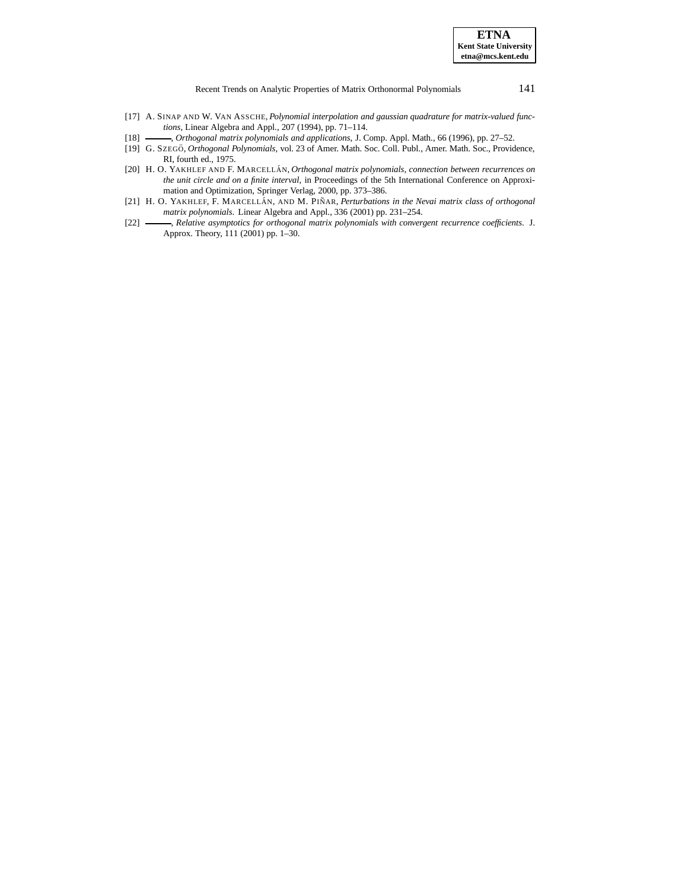[17] A. Sinap and W. Van Assche, *Polynomial interpolation and gaussian quadrature for matrix-valued functions*, Linear Algebra and Appl., 207 (1994), pp. 71–114.

[18] ———, *Orthogonal matrix polynomials and applications*, J. Comp. Appl. Math., 66 (1996), pp. 27–52.

[19] G. Szegö, *Orthogonal Polynomials*, vol. 23 of Amer. Math. Soc. Coll. Publ., Amer. Math. Soc., Providence, RI, fourth ed., 1975.

[20] H. O. Yakhlef and F. Marcellán, *Orthogonal matrix polynomials, connection between recurrences on the unit circle and on a finite interval*, in Proceedings of the 5th International Conference on Approximation and Optimization, Springer Verlag, 2000, pp. 373–386.

[21] H. O. Yakhlef, F. Marcellán, and M. Piñar, *Perturbations in the Nevai matrix class of orthogonal matrix polynomials*. Linear Algebra and Appl., 336 (2001) pp. 231–254.

[22] ———, *Relative asymptotics for orthogonal matrix polynomials with convergent recurrence coefficients*. J. Approx. Theory, 111 (2001) pp. 1–30.